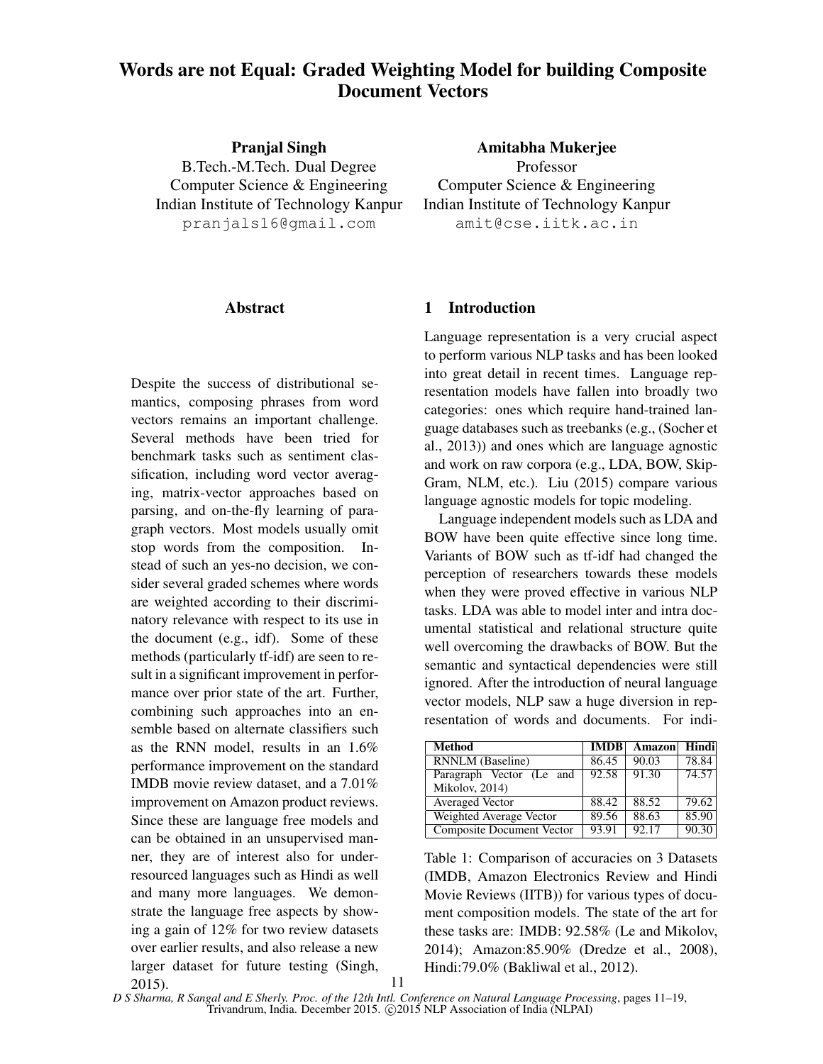# Words are not Equal: Graded Weighting Model for building Composite Document Vectors

**Pranjal Singh**
B.Tech.-M.Tech. Dual Degree
Computer Science & Engineering
Indian Institute of Technology Kanpur
pranjals16@gmail.com

**Amitabha Mukerjee**
Professor
Computer Science & Engineering
Indian Institute of Technology Kanpur
amit@cse.iitk.ac.in

## Abstract

Despite the success of distributional semantics, composing phrases from word vectors remains an important challenge. Several methods have been tried for benchmark tasks such as sentiment classification, including word vector averaging, matrix-vector approaches based on parsing, and on-the-fly learning of paragraph vectors. Most models usually omit stop words from the composition. Instead of such an yes-no decision, we consider several graded schemes where words are weighted according to their discriminatory relevance with respect to its use in the document (e.g., idf). Some of these methods (particularly tf-idf) are seen to result in a significant improvement in performance over prior state of the art. Further, combining such approaches into an ensemble based on alternate classifiers such as the RNN model, results in an 1.6% performance improvement on the standard IMDB movie review dataset, and a 7.01% improvement on Amazon product reviews. Since these are language free models and can be obtained in an unsupervised manner, they are of interest also for under-resourced languages such as Hindi as well and many more languages. We demonstrate the language free aspects by showing a gain of 12% for two review datasets over earlier results, and also release a new larger dataset for future testing (Singh, 2015).

## 1 Introduction

Language representation is a very crucial aspect to perform various NLP tasks and has been looked into great detail in recent times. Language representation models have fallen into broadly two categories: ones which require hand-trained language databases such as treebanks (e.g., (Socher et al., 2013)) and ones which are language agnostic and work on raw corpora (e.g., LDA, BOW, Skip-Gram, NLM, etc.). Liu (2015) compare various language agnostic models for topic modeling.

Language independent models such as LDA and BOW have been quite effective since long time. Variants of BOW such as tf-idf had changed the perception of researchers towards these models when they were proved effective in various NLP tasks. LDA was able to model inter and intra documental statistical and relational structure quite well overcoming the drawbacks of BOW. But the semantic and syntactical dependencies were still ignored. After the introduction of neural language vector models, NLP saw a huge diversion in representation of words and documents. For indi-

| Method | IMDB | Amazon | Hindi |
|---|---|---|---|
| RNNLM (Baseline) | 86.45 | 90.03 | 78.84 |
| Paragraph Vector (Le and Mikolov, 2014) | 92.58 | 91.30 | 74.57 |
| Averaged Vector | 88.42 | 88.52 | 79.62 |
| Weighted Average Vector | 89.56 | 88.63 | 85.90 |
| Composite Document Vector | 93.91 | 92.17 | 90.30 |

Table 1: Comparison of accuracies on 3 Datasets (IMDB, Amazon Electronics Review and Hindi Movie Reviews (IITB)) for various types of document composition models. The state of the art for these tasks are: IMDB: 92.58% (Le and Mikolov, 2014); Amazon:85.90% (Dredze et al., 2008), Hindi:79.0% (Bakliwal et al., 2012).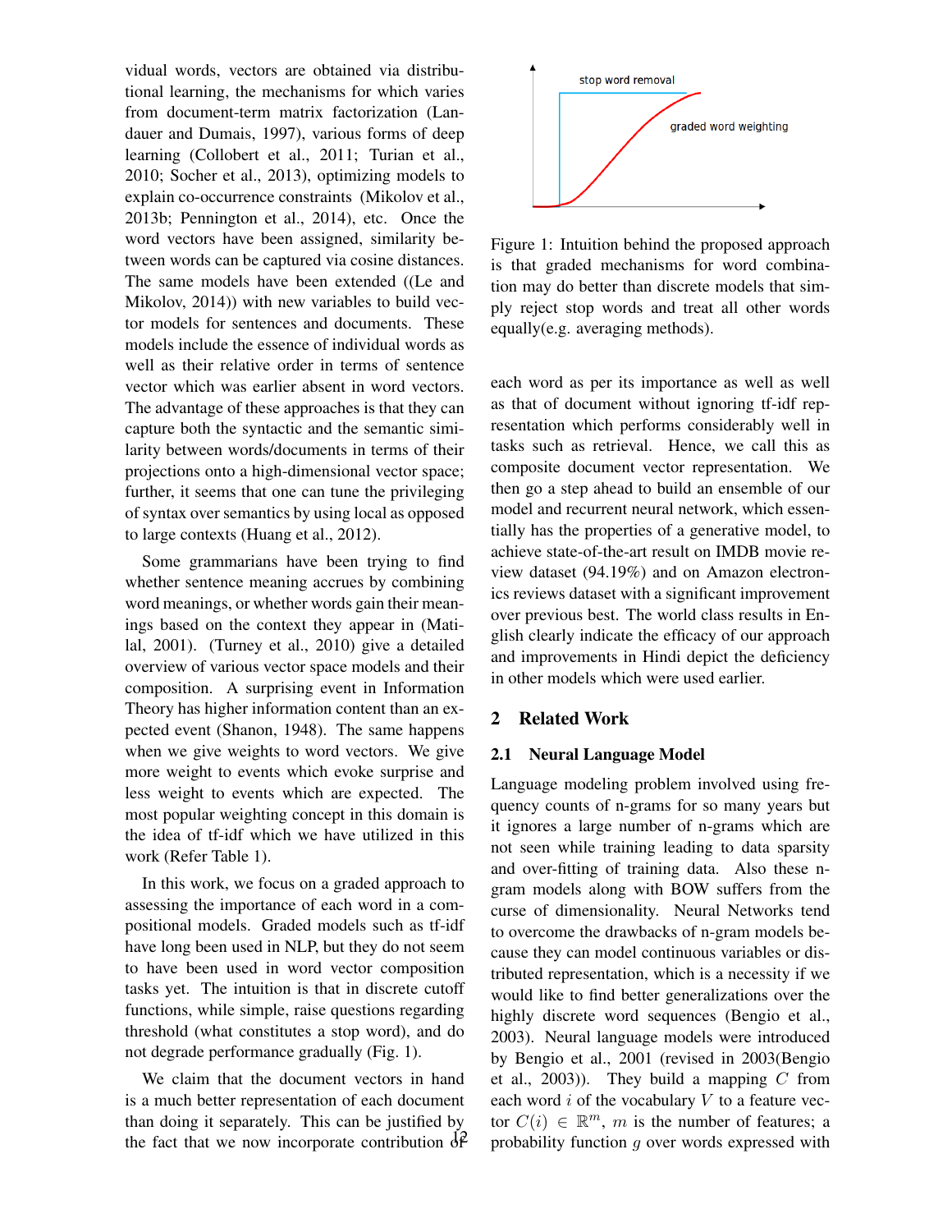vidual words, vectors are obtained via distributional learning, the mechanisms for which varies from document-term matrix factorization (Landauer and Dumais, 1997), various forms of deep learning (Collobert et al., 2011; Turian et al., 2010; Socher et al., 2013), optimizing models to explain co-occurrence constraints (Mikolov et al., 2013b; Pennington et al., 2014), etc. Once the word vectors have been assigned, similarity between words can be captured via cosine distances. The same models have been extended ((Le and Mikolov, 2014)) with new variables to build vector models for sentences and documents. These models include the essence of individual words as well as their relative order in terms of sentence vector which was earlier absent in word vectors. The advantage of these approaches is that they can capture both the syntactic and the semantic similarity between words/documents in terms of their projections onto a high-dimensional vector space; further, it seems that one can tune the privileging of syntax over semantics by using local as opposed to large contexts (Huang et al., 2012).

Some grammarians have been trying to find whether sentence meaning accrues by combining word meanings, or whether words gain their meanings based on the context they appear in (Matilal, 2001). (Turney et al., 2010) give a detailed overview of various vector space models and their composition. A surprising event in Information Theory has higher information content than an expected event (Shanon, 1948). The same happens when we give weights to word vectors. We give more weight to events which evoke surprise and less weight to events which are expected. The most popular weighting concept in this domain is the idea of tf-idf which we have utilized in this work (Refer Table 1).

In this work, we focus on a graded approach to assessing the importance of each word in a compositional models. Graded models such as tf-idf have long been used in NLP, but they do not seem to have been used in word vector composition tasks yet. The intuition is that in discrete cutoff functions, while simple, raise questions regarding threshold (what constitutes a stop word), and do not degrade performance gradually (Fig. 1).

We claim that the document vectors in hand is a much better representation of each document than doing it separately. This can be justified by the fact that we now incorporate contribution of each word as per its importance as well as well as that of document without ignoring tf-idf representation which performs considerably well in tasks such as retrieval. Hence, we call this as composite document vector representation. We then go a step ahead to build an ensemble of our model and recurrent neural network, which essentially has the properties of a generative model, to achieve state-of-the-art result on IMDB movie review dataset (94.19%) and on Amazon electronics reviews dataset with a significant improvement over previous best. The world class results in English clearly indicate the efficacy of our approach and improvements in Hindi depict the deficiency in other models which were used earlier.

Figure 1: Intuition behind the proposed approach is that graded mechanisms for word combination may do better than discrete models that simply reject stop words and treat all other words equally(e.g. averaging methods).

## 2 Related Work

### 2.1 Neural Language Model

Language modeling problem involved using frequency counts of n-grams for so many years but it ignores a large number of n-grams which are not seen while training leading to data sparsity and over-fitting of training data. Also these n-gram models along with BOW suffers from the curse of dimensionality. Neural Networks tend to overcome the drawbacks of n-gram models because they can model continuous variables or distributed representation, which is a necessity if we would like to find better generalizations over the highly discrete word sequences (Bengio et al., 2003). Neural language models were introduced by Bengio et al., 2001 (revised in 2003(Bengio et al., 2003)). They build a mapping $C$ from each word $i$ of the vocabulary $V$ to a feature vector $C(i) \in \mathbb{R}^m$, $m$ is the number of features; a probability function $g$ over words expressed with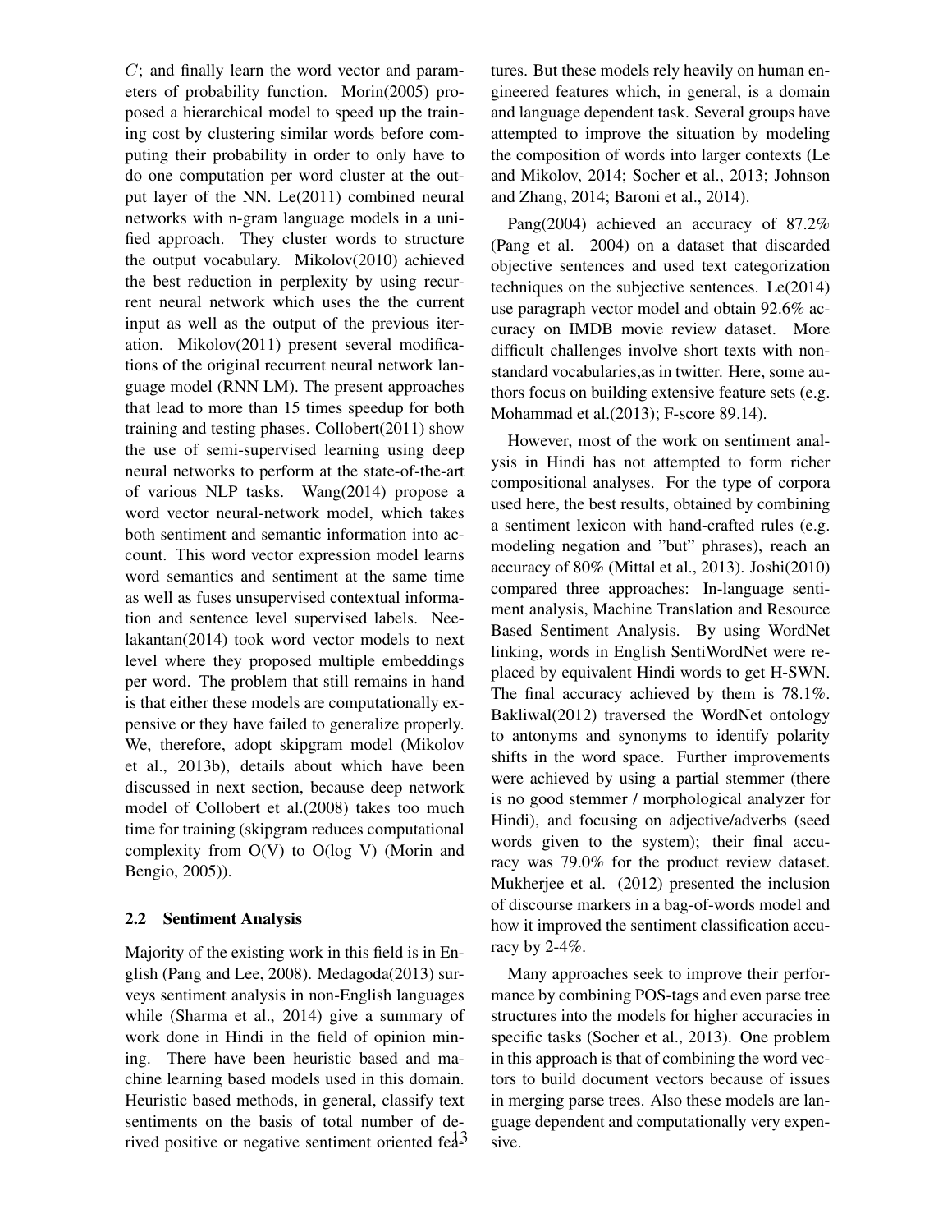$C$; and finally learn the word vector and parameters of probability function. Morin(2005) proposed a hierarchical model to speed up the training cost by clustering similar words before computing their probability in order to only have to do one computation per word cluster at the output layer of the NN. Le(2011) combined neural networks with n-gram language models in a unified approach. They cluster words to structure the output vocabulary. Mikolov(2010) achieved the best reduction in perplexity by using recurrent neural network which uses the the current input as well as the output of the previous iteration. Mikolov(2011) present several modifications of the original recurrent neural network language model (RNN LM). The present approaches that lead to more than 15 times speedup for both training and testing phases. Collobert(2011) show the use of semi-supervised learning using deep neural networks to perform at the state-of-the-art of various NLP tasks. Wang(2014) propose a word vector neural-network model, which takes both sentiment and semantic information into account. This word vector expression model learns word semantics and sentiment at the same time as well as fuses unsupervised contextual information and sentence level supervised labels. Neelakantan(2014) took word vector models to next level where they proposed multiple embeddings per word. The problem that still remains in hand is that either these models are computationally expensive or they have failed to generalize properly. We, therefore, adopt skipgram model (Mikolov et al., 2013b), details about which have been discussed in next section, because deep network model of Collobert et al.(2008) takes too much time for training (skipgram reduces computational complexity from O(V) to O(log V) (Morin and Bengio, 2005)).

### 2.2 Sentiment Analysis

Majority of the existing work in this field is in English (Pang and Lee, 2008). Medagoda(2013) surveys sentiment analysis in non-English languages while (Sharma et al., 2014) give a summary of work done in Hindi in the field of opinion mining. There have been heuristic based and machine learning based models used in this domain. Heuristic based methods, in general, classify text sentiments on the basis of total number of derived positive or negative sentiment oriented features. But these models rely heavily on human engineered features which, in general, is a domain and language dependent task. Several groups have attempted to improve the situation by modeling the composition of words into larger contexts (Le and Mikolov, 2014; Socher et al., 2013; Johnson and Zhang, 2014; Baroni et al., 2014).

Pang(2004) achieved an accuracy of 87.2% (Pang et al. 2004) on a dataset that discarded objective sentences and used text categorization techniques on the subjective sentences. Le(2014) use paragraph vector model and obtain 92.6% accuracy on IMDB movie review dataset. More difficult challenges involve short texts with non-standard vocabularies,as in twitter. Here, some authors focus on building extensive feature sets (e.g. Mohammad et al.(2013); F-score 89.14).

However, most of the work on sentiment analysis in Hindi has not attempted to form richer compositional analyses. For the type of corpora used here, the best results, obtained by combining a sentiment lexicon with hand-crafted rules (e.g. modeling negation and "but" phrases), reach an accuracy of 80% (Mittal et al., 2013). Joshi(2010) compared three approaches: In-language sentiment analysis, Machine Translation and Resource Based Sentiment Analysis. By using WordNet linking, words in English SentiWordNet were replaced by equivalent Hindi words to get H-SWN. The final accuracy achieved by them is 78.1%. Bakliwal(2012) traversed the WordNet ontology to antonyms and synonyms to identify polarity shifts in the word space. Further improvements were achieved by using a partial stemmer (there is no good stemmer / morphological analyzer for Hindi), and focusing on adjective/adverbs (seed words given to the system); their final accuracy was 79.0% for the product review dataset. Mukherjee et al. (2012) presented the inclusion of discourse markers in a bag-of-words model and how it improved the sentiment classification accuracy by 2-4%.

Many approaches seek to improve their performance by combining POS-tags and even parse tree structures into the models for higher accuracies in specific tasks (Socher et al., 2013). One problem in this approach is that of combining the word vectors to build document vectors because of issues in merging parse trees. Also these models are language dependent and computationally very expensive.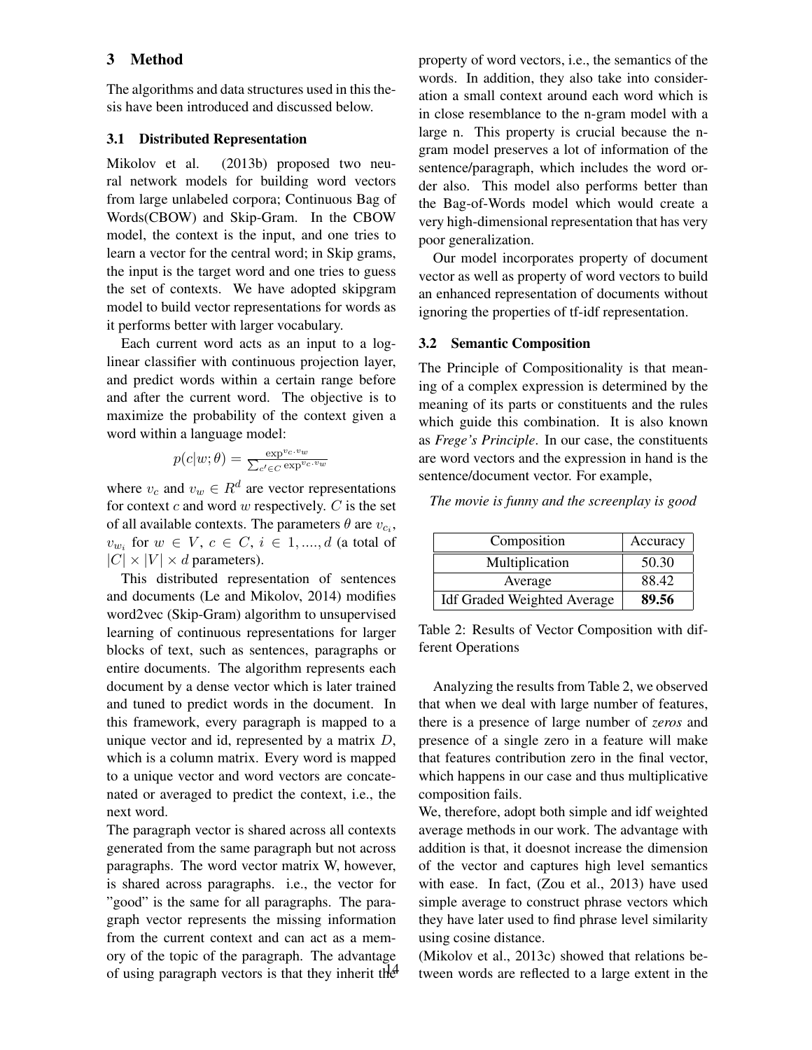## 3 Method

The algorithms and data structures used in this thesis have been introduced and discussed below.

### 3.1 Distributed Representation

Mikolov et al. (2013b) proposed two neural network models for building word vectors from large unlabeled corpora; Continuous Bag of Words(CBOW) and Skip-Gram. In the CBOW model, the context is the input, and one tries to learn a vector for the central word; in Skip grams, the input is the target word and one tries to guess the set of contexts. We have adopted skipgram model to build vector representations for words as it performs better with larger vocabulary.

Each current word acts as an input to a log-linear classifier with continuous projection layer, and predict words within a certain range before and after the current word. The objective is to maximize the probability of the context given a word within a language model:

$$p(c|w;\theta) = \frac{\exp^{v_c.v_w}}{\sum_{c' \in C} \exp^{v_c.v_w}}$$

where $v_c$ and $v_w \in R^d$ are vector representations for context $c$ and word $w$ respectively. $C$ is the set of all available contexts. The parameters $\theta$ are $v_{c_i}$, $v_{w_i}$ for $w \in V$, $c \in C$, $i \in 1, ...., d$ (a total of $|C| \times |V| \times d$ parameters).

This distributed representation of sentences and documents (Le and Mikolov, 2014) modifies word2vec (Skip-Gram) algorithm to unsupervised learning of continuous representations for larger blocks of text, such as sentences, paragraphs or entire documents. The algorithm represents each document by a dense vector which is later trained and tuned to predict words in the document. In this framework, every paragraph is mapped to a unique vector and id, represented by a matrix $D$, which is a column matrix. Every word is mapped to a unique vector and word vectors are concatenated or averaged to predict the context, i.e., the next word.

The paragraph vector is shared across all contexts generated from the same paragraph but not across paragraphs. The word vector matrix W, however, is shared across paragraphs. i.e., the vector for "good" is the same for all paragraphs. The paragraph vector represents the missing information from the current context and can act as a memory of the topic of the paragraph. The advantage of using paragraph vectors is that they inherit the property of word vectors, i.e., the semantics of the words. In addition, they also take into consideration a small context around each word which is in close resemblance to the n-gram model with a large n. This property is crucial because the n-gram model preserves a lot of information of the sentence/paragraph, which includes the word order also. This model also performs better than the Bag-of-Words model which would create a very high-dimensional representation that has very poor generalization.

Our model incorporates property of document vector as well as property of word vectors to build an enhanced representation of documents without ignoring the properties of tf-idf representation.

### 3.2 Semantic Composition

The Principle of Compositionality is that meaning of a complex expression is determined by the meaning of its parts or constituents and the rules which guide this combination. It is also known as *Frege's Principle*. In our case, the constituents are word vectors and the expression in hand is the sentence/document vector. For example,

*The movie is funny and the screenplay is good*

| Composition | Accuracy |
|---|---|
| Multiplication | 50.30 |
| Average | 88.42 |
| Idf Graded Weighted Average | **89.56** |

Table 2: Results of Vector Composition with different Operations

Analyzing the results from Table 2, we observed that when we deal with large number of features, there is a presence of large number of *zeros* and presence of a single zero in a feature will make that features contribution zero in the final vector, which happens in our case and thus multiplicative composition fails.

We, therefore, adopt both simple and idf weighted average methods in our work. The advantage with addition is that, it doesnot increase the dimension of the vector and captures high level semantics with ease. In fact, (Zou et al., 2013) have used simple average to construct phrase vectors which they have later used to find phrase level similarity using cosine distance.

(Mikolov et al., 2013c) showed that relations between words are reflected to a large extent in the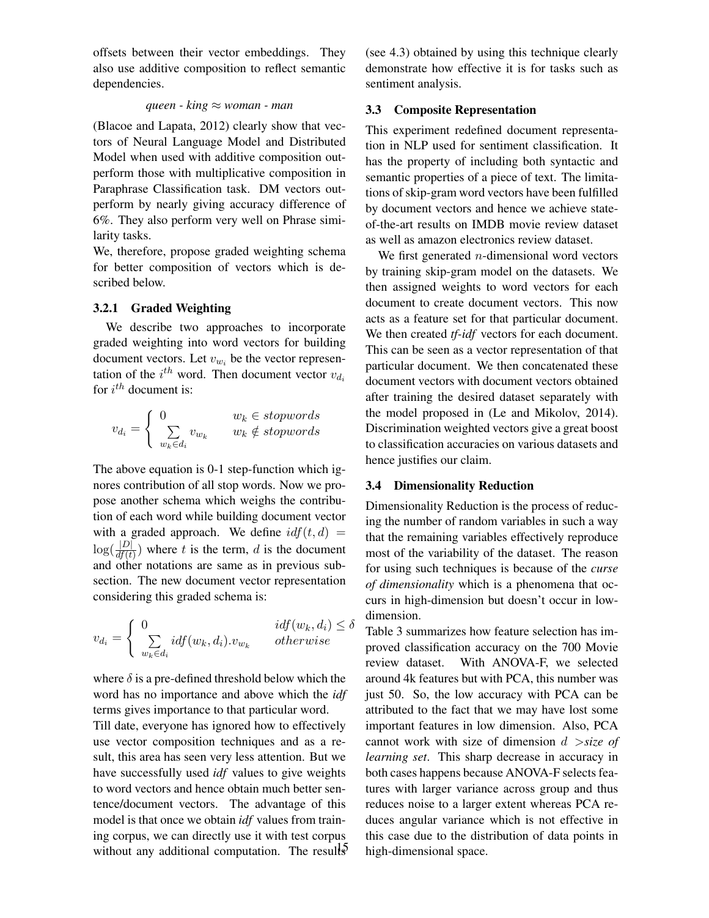offsets between their vector embeddings. They also use additive composition to reflect semantic dependencies.

$$\textit{queen - king} \approx \textit{woman - man}$$

(Blacoe and Lapata, 2012) clearly show that vectors of Neural Language Model and Distributed Model when used with additive composition outperform those with multiplicative composition in Paraphrase Classification task. DM vectors outperform by nearly giving accuracy difference of 6%. They also perform very well on Phrase similarity tasks.

We, therefore, propose graded weighting schema for better composition of vectors which is described below.

#### 3.2.1 Graded Weighting

We describe two approaches to incorporate graded weighting into word vectors for building document vectors. Let $v_{w_i}$ be the vector representation of the $i^{th}$ word. Then document vector $v_{d_i}$ for $i^{th}$ document is:

$$v_{d_i} = \begin{cases} 0 & w_k \in stopwords \\ \sum\limits_{w_k \in d_i} v_{w_k} & w_k \notin stopwords \end{cases}$$

The above equation is 0-1 step-function which ignores contribution of all stop words. Now we propose another schema which weighs the contribution of each word while building document vector with a graded approach. We define $idf(t, d) = \log(\frac{|D|}{df(t)})$ where $t$ is the term, $d$ is the document and other notations are same as in previous subsection. The new document vector representation considering this graded schema is:

$$v_{d_i} = \begin{cases} 0 & idf(w_k, d_i) \leq \delta \\ \sum\limits_{w_k \in d_i} idf(w_k, d_i).v_{w_k} & otherwise \end{cases}$$

where $\delta$ is a pre-defined threshold below which the word has no importance and above which the *idf* terms gives importance to that particular word.

Till date, everyone has ignored how to effectively use vector composition techniques and as a result, this area has seen very less attention. But we have successfully used *idf* values to give weights to word vectors and hence obtain much better sentence/document vectors. The advantage of this model is that once we obtain *idf* values from training corpus, we can directly use it with test corpus without any additional computation. The results (see 4.3) obtained by using this technique clearly demonstrate how effective it is for tasks such as sentiment analysis.

### 3.3 Composite Representation

This experiment redefined document representation in NLP used for sentiment classification. It has the property of including both syntactic and semantic properties of a piece of text. The limitations of skip-gram word vectors have been fulfilled by document vectors and hence we achieve state-of-the-art results on IMDB movie review dataset as well as amazon electronics review dataset.

We first generated $n$-dimensional word vectors by training skip-gram model on the datasets. We then assigned weights to word vectors for each document to create document vectors. This now acts as a feature set for that particular document. We then created *tf-idf* vectors for each document. This can be seen as a vector representation of that particular document. We then concatenated these document vectors with document vectors obtained after training the desired dataset separately with the model proposed in (Le and Mikolov, 2014). Discrimination weighted vectors give a great boost to classification accuracies on various datasets and hence justifies our claim.

### 3.4 Dimensionality Reduction

Dimensionality Reduction is the process of reducing the number of random variables in such a way that the remaining variables effectively reproduce most of the variability of the dataset. The reason for using such techniques is because of the *curse of dimensionality* which is a phenomena that occurs in high-dimension but doesn't occur in low-dimension.

Table 3 summarizes how feature selection has improved classification accuracy on the 700 Movie review dataset. With ANOVA-F, we selected around 4k features but with PCA, this number was just 50. So, the low accuracy with PCA can be attributed to the fact that we may have lost some important features in low dimension. Also, PCA cannot work with size of dimension $d >$ *size of learning set*. This sharp decrease in accuracy in both cases happens because ANOVA-F selects features with larger variance across group and thus reduces noise to a larger extent whereas PCA reduces angular variance which is not effective in this case due to the distribution of data points in high-dimensional space.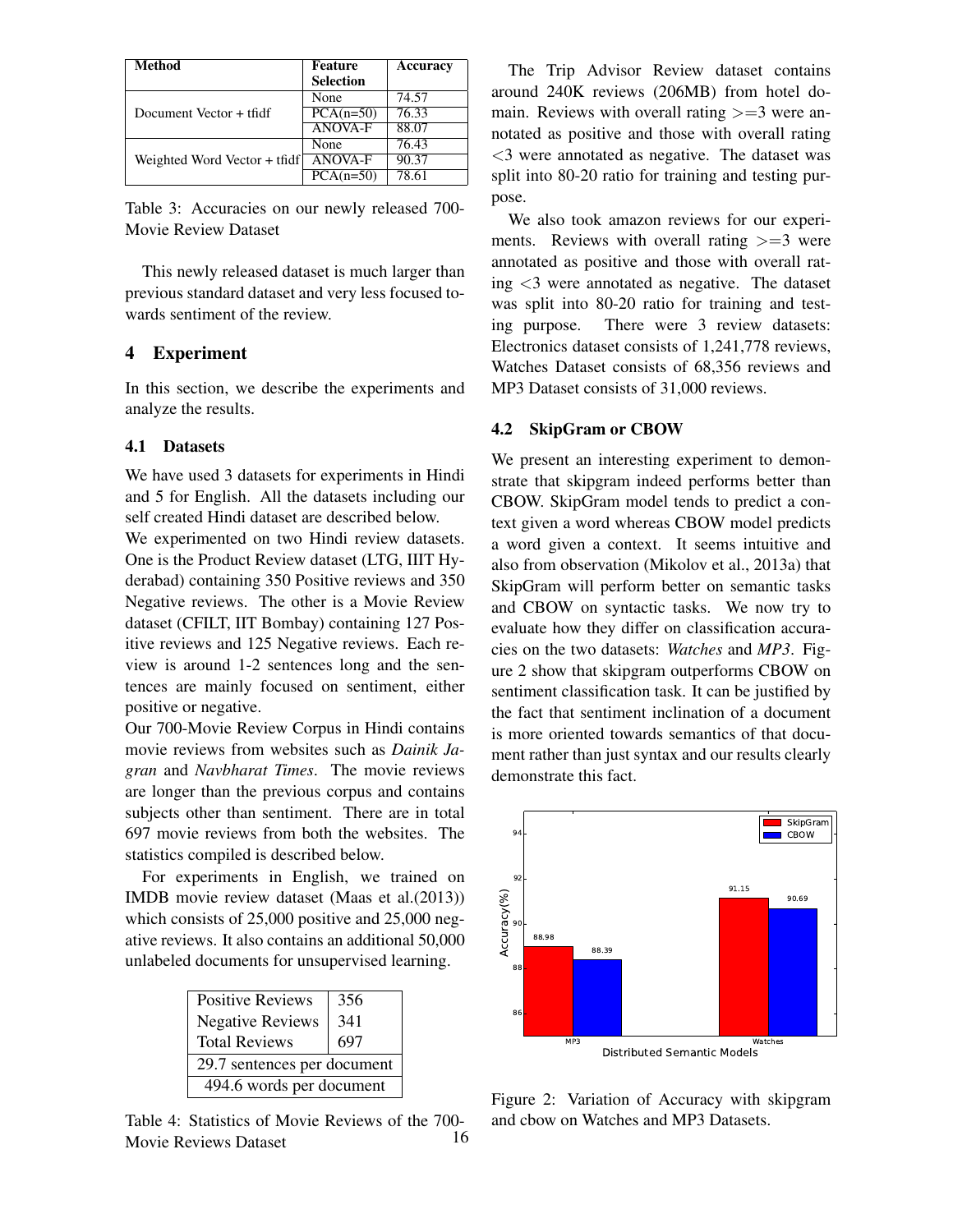| Method | Feature Selection | Accuracy |
|---|---|---|
| Document Vector + tfidf | None | 74.57 |
| | PCA(n=50) | 76.33 |
| | ANOVA-F | 88.07 |
| Weighted Word Vector + tfidf | None | 76.43 |
| | ANOVA-F | 90.37 |
| | PCA(n=50) | 78.61 |

Table 3: Accuracies on our newly released 700-Movie Review Dataset

This newly released dataset is much larger than previous standard dataset and very less focused towards sentiment of the review.

## 4 Experiment

In this section, we describe the experiments and analyze the results.

### 4.1 Datasets

We have used 3 datasets for experiments in Hindi and 5 for English. All the datasets including our self created Hindi dataset are described below.

We experimented on two Hindi review datasets. One is the Product Review dataset (LTG, IIIT Hyderabad) containing 350 Positive reviews and 350 Negative reviews. The other is a Movie Review dataset (CFILT, IIT Bombay) containing 127 Positive reviews and 125 Negative reviews. Each review is around 1-2 sentences long and the sentences are mainly focused on sentiment, either positive or negative.

Our 700-Movie Review Corpus in Hindi contains movie reviews from websites such as *Dainik Jagran* and *Navbharat Times*. The movie reviews are longer than the previous corpus and contains subjects other than sentiment. There are in total 697 movie reviews from both the websites. The statistics compiled is described below.

For experiments in English, we trained on IMDB movie review dataset (Maas et al.(2013)) which consists of 25,000 positive and 25,000 negative reviews. It also contains an additional 50,000 unlabeled documents for unsupervised learning.

| Positive Reviews | 356 |
|---|---|
| Negative Reviews | 341 |
| Total Reviews | 697 |
| 29.7 sentences per document | |
| 494.6 words per document | |

Table 4: Statistics of Movie Reviews of the 700-Movie Reviews Dataset

The Trip Advisor Review dataset contains around 240K reviews (206MB) from hotel domain. Reviews with overall rating >=3 were annotated as positive and those with overall rating <3 were annotated as negative. The dataset was split into 80-20 ratio for training and testing purpose.

We also took amazon reviews for our experiments. Reviews with overall rating >=3 were annotated as positive and those with overall rating <3 were annotated as negative. The dataset was split into 80-20 ratio for training and testing purpose. There were 3 review datasets: Electronics dataset consists of 1,241,778 reviews, Watches Dataset consists of 68,356 reviews and MP3 Dataset consists of 31,000 reviews.

### 4.2 SkipGram or CBOW

We present an interesting experiment to demonstrate that skipgram indeed performs better than CBOW. SkipGram model tends to predict a context given a word whereas CBOW model predicts a word given a context. It seems intuitive and also from observation (Mikolov et al., 2013a) that SkipGram will perform better on semantic tasks and CBOW on syntactic tasks. We now try to evaluate how they differ on classification accuracies on the two datasets: *Watches* and *MP3*. Figure 2 show that skipgram outperforms CBOW on sentiment classification task. It can be justified by the fact that sentiment inclination of a document is more oriented towards semantics of that document rather than just syntax and our results clearly demonstrate this fact.

Figure 2: Variation of Accuracy with skipgram and cbow on Watches and MP3 Datasets.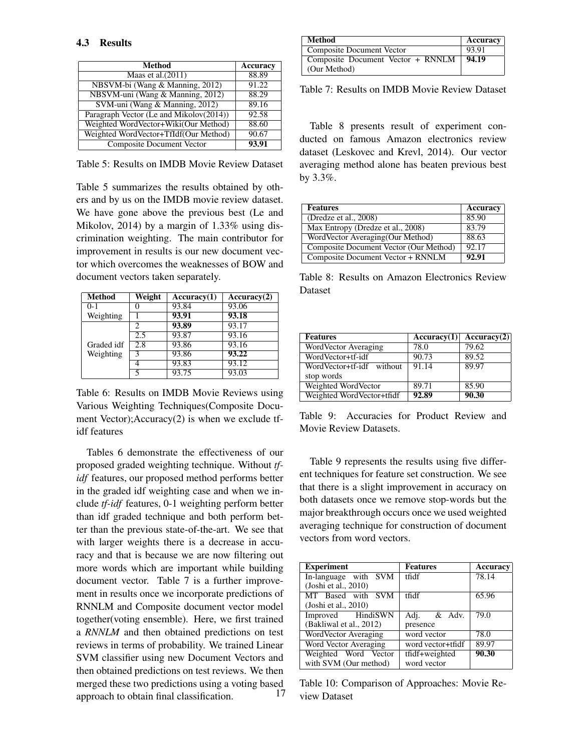### 4.3 Results

| Method | Accuracy |
|---|---|
| Maas et al.(2011) | 88.89 |
| NBSVM-bi (Wang & Manning, 2012) | 91.22 |
| NBSVM-uni (Wang & Manning, 2012) | 88.29 |
| SVM-uni (Wang & Manning, 2012) | 89.16 |
| Paragraph Vector (Le and Mikolov(2014)) | 92.58 |
| Weighted WordVector+Wiki(Our Method) | 88.60 |
| Weighted WordVector+TfIdf(Our Method) | 90.67 |
| Composite Document Vector | **93.91** |

Table 5: Results on IMDB Movie Review Dataset

Table 5 summarizes the results obtained by others and by us on the IMDB movie review dataset. We have gone above the previous best (Le and Mikolov, 2014) by a margin of 1.33% using discrimination weighting. The main contributor for improvement in results is our new document vector which overcomes the weaknesses of BOW and document vectors taken separately.

| Method | Weight | Accuracy(1) | Accuracy(2) |
|---|---|---|---|
| 0-1 Weighting | 0 | 93.84 | 93.06 |
| | 1 | **93.91** | **93.18** |
| Graded idf Weighting | 2 | **93.89** | 93.17 |
| | 2.5 | 93.87 | 93.16 |
| | 2.8 | 93.86 | 93.16 |
| | 3 | 93.86 | **93.22** |
| | 4 | 93.83 | 93.12 |
| | 5 | 93.75 | 93.03 |

Table 6: Results on IMDB Movie Reviews using Various Weighting Techniques(Composite Document Vector);Accuracy(2) is when we exclude tf-idf features

Tables 6 demonstrate the effectiveness of our proposed graded weighting technique. Without *tf-idf* features, our proposed method performs better in the graded idf weighting case and when we include *tf-idf* features, 0-1 weighting perform better than idf graded technique and both perform better than the previous state-of-the-art. We see that with larger weights there is a decrease in accuracy and that is because we are now filtering out more words which are important while building document vector. Table 7 is a further improvement in results once we incorporate predictions of RNNLM and Composite document vector model together(voting ensemble). Here, we first trained a *RNNLM* and then obtained predictions on test reviews in terms of probability. We trained Linear SVM classifier using new Document Vectors and then obtained predictions on test reviews. We then merged these two predictions using a voting based approach to obtain final classification.

| Method | Accuracy |
|---|---|
| Composite Document Vector | 93.91 |
| Composite Document Vector + RNNLM (Our Method) | **94.19** |

Table 7: Results on IMDB Movie Review Dataset

Table 8 presents result of experiment conducted on famous Amazon electronics review dataset (Leskovec and Krevl, 2014). Our vector averaging method alone has beaten previous best by 3.3%.

| Features | Accuracy |
|---|---|
| (Dredze et al., 2008) | 85.90 |
| Max Entropy (Dredze et al., 2008) | 83.79 |
| WordVector Averaging(Our Method) | 88.63 |
| Composite Document Vector (Our Method) | 92.17 |
| Composite Document Vector + RNNLM | **92.91** |

Table 8: Results on Amazon Electronics Review Dataset

| Features | Accuracy(1) | Accuracy(2) |
|---|---|---|
| WordVector Averaging | 78.0 | 79.62 |
| WordVector+tf-idf | 90.73 | 89.52 |
| WordVector+tf-idf without stop words | 91.14 | 89.97 |
| Weighted WordVector | 89.71 | 85.90 |
| Weighted WordVector+tfidf | **92.89** | **90.30** |

Table 9: Accuracies for Product Review and Movie Review Datasets.

Table 9 represents the results using five different techniques for feature set construction. We see that there is a slight improvement in accuracy on both datasets once we remove stop-words but the major breakthrough occurs once we used weighted averaging technique for construction of document vectors from word vectors.

| Experiment | Features | Accuracy |
|---|---|---|
| In-language with SVM (Joshi et al., 2010) | tfidf | 78.14 |
| MT Based with SVM (Joshi et al., 2010) | tfidf | 65.96 |
| Improved HindiSWN (Bakliwal et al., 2012) | Adj. & Adv. presence | 79.0 |
| WordVector Averaging | word vector | 78.0 |
| Word Vector Averaging | word vector+tfidf | 89.97 |
| Weighted Word Vector with SVM (Our method) | tfidf+weighted word vector | **90.30** |

Table 10: Comparison of Approaches: Movie Review Dataset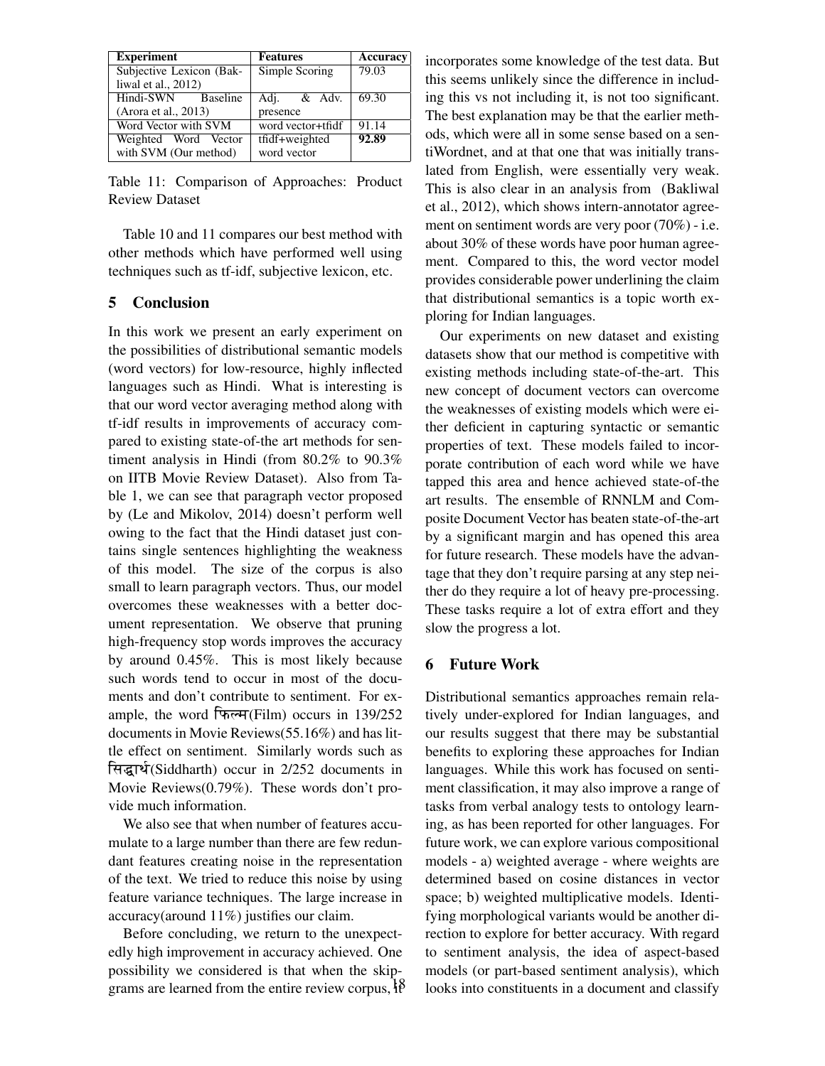| Experiment | Features | Accuracy |
| --- | --- | --- |
| Subjective Lexicon (Bakliwal et al., 2012) | Simple Scoring | 79.03 |
| Hindi-SWN Baseline (Arora et al., 2013) | Adj. & Adv. presence | 69.30 |
| Word Vector with SVM | word vector+tfidf | 91.14 |
| Weighted Word Vector with SVM (Our method) | tfidf+weighted word vector | **92.89** |

Table 11: Comparison of Approaches: Product Review Dataset

Table 10 and 11 compares our best method with other methods which have performed well using techniques such as tf-idf, subjective lexicon, etc.

## 5 Conclusion

In this work we present an early experiment on the possibilities of distributional semantic models (word vectors) for low-resource, highly inflected languages such as Hindi. What is interesting is that our word vector averaging method along with tf-idf results in improvements of accuracy compared to existing state-of-the art methods for sentiment analysis in Hindi (from 80.2% to 90.3% on IITB Movie Review Dataset). Also from Table 1, we can see that paragraph vector proposed by (Le and Mikolov, 2014) doesn't perform well owing to the fact that the Hindi dataset just contains single sentences highlighting the weakness of this model. The size of the corpus is also small to learn paragraph vectors. Thus, our model overcomes these weaknesses with a better document representation. We observe that pruning high-frequency stop words improves the accuracy by around 0.45%. This is most likely because such words tend to occur in most of the documents and don't contribute to sentiment. For example, the word फिल्म(Film) occurs in 139/252 documents in Movie Reviews(55.16%) and has little effect on sentiment. Similarly words such as सिद्धार्थ(Siddharth) occur in 2/252 documents in Movie Reviews(0.79%). These words don't provide much information.

We also see that when number of features accumulate to a large number than there are few redundant features creating noise in the representation of the text. We tried to reduce this noise by using feature variance techniques. The large increase in accuracy(around 11%) justifies our claim.

Before concluding, we return to the unexpectedly high improvement in accuracy achieved. One possibility we considered is that when the skip-grams are learned from the entire review corpus, it incorporates some knowledge of the test data. But this seems unlikely since the difference in including this vs not including it, is not too significant. The best explanation may be that the earlier methods, which were all in some sense based on a sentiWordnet, and at that one that was initially translated from English, were essentially very weak. This is also clear in an analysis from (Bakliwal et al., 2012), which shows intern-annotator agreement on sentiment words are very poor (70%) - i.e. about 30% of these words have poor human agreement. Compared to this, the word vector model provides considerable power underlining the claim that distributional semantics is a topic worth exploring for Indian languages.

Our experiments on new dataset and existing datasets show that our method is competitive with existing methods including state-of-the-art. This new concept of document vectors can overcome the weaknesses of existing models which were either deficient in capturing syntactic or semantic properties of text. These models failed to incorporate contribution of each word while we have tapped this area and hence achieved state-of-the art results. The ensemble of RNNLM and Composite Document Vector has beaten state-of-the-art by a significant margin and has opened this area for future research. These models have the advantage that they don't require parsing at any step neither do they require a lot of heavy pre-processing. These tasks require a lot of extra effort and they slow the progress a lot.

## 6 Future Work

Distributional semantics approaches remain relatively under-explored for Indian languages, and our results suggest that there may be substantial benefits to exploring these approaches for Indian languages. While this work has focused on sentiment classification, it may also improve a range of tasks from verbal analogy tests to ontology learning, as has been reported for other languages. For future work, we can explore various compositional models - a) weighted average - where weights are determined based on cosine distances in vector space; b) weighted multiplicative models. Identifying morphological variants would be another direction to explore for better accuracy. With regard to sentiment analysis, the idea of aspect-based models (or part-based sentiment analysis), which looks into constituents in a document and classify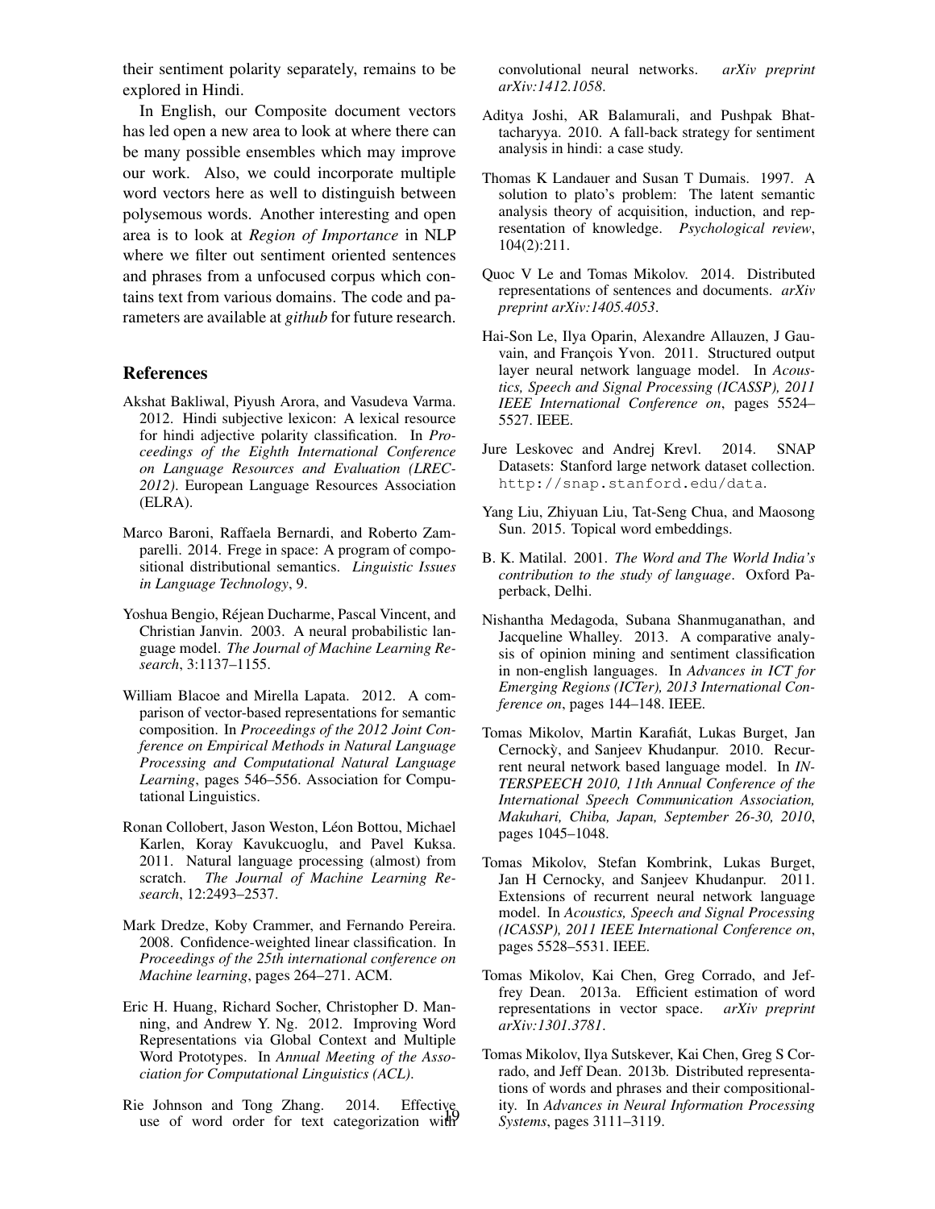their sentiment polarity separately, remains to be explored in Hindi.

In English, our Composite document vectors has led open a new area to look at where there can be many possible ensembles which may improve our work. Also, we could incorporate multiple word vectors here as well to distinguish between polysemous words. Another interesting and open area is to look at *Region of Importance* in NLP where we filter out sentiment oriented sentences and phrases from a unfocused corpus which contains text from various domains. The code and parameters are available at *github* for future research.

## References

Akshat Bakliwal, Piyush Arora, and Vasudeva Varma. 2012. Hindi subjective lexicon: A lexical resource for hindi adjective polarity classification. In *Proceedings of the Eighth International Conference on Language Resources and Evaluation (LREC-2012)*. European Language Resources Association (ELRA).

Marco Baroni, Raffaela Bernardi, and Roberto Zamparelli. 2014. Frege in space: A program of compositional distributional semantics. *Linguistic Issues in Language Technology*, 9.

Yoshua Bengio, Réjean Ducharme, Pascal Vincent, and Christian Janvin. 2003. A neural probabilistic language model. *The Journal of Machine Learning Research*, 3:1137–1155.

William Blacoe and Mirella Lapata. 2012. A comparison of vector-based representations for semantic composition. In *Proceedings of the 2012 Joint Conference on Empirical Methods in Natural Language Processing and Computational Natural Language Learning*, pages 546–556. Association for Computational Linguistics.

Ronan Collobert, Jason Weston, Léon Bottou, Michael Karlen, Koray Kavukcuoglu, and Pavel Kuksa. 2011. Natural language processing (almost) from scratch. *The Journal of Machine Learning Research*, 12:2493–2537.

Mark Dredze, Koby Crammer, and Fernando Pereira. 2008. Confidence-weighted linear classification. In *Proceedings of the 25th international conference on Machine learning*, pages 264–271. ACM.

Eric H. Huang, Richard Socher, Christopher D. Manning, and Andrew Y. Ng. 2012. Improving Word Representations via Global Context and Multiple Word Prototypes. In *Annual Meeting of the Association for Computational Linguistics (ACL)*.

Rie Johnson and Tong Zhang. 2014. Effective use of word order for text categorization with convolutional neural networks. *arXiv preprint arXiv:1412.1058*.

Aditya Joshi, AR Balamurali, and Pushpak Bhattacharyya. 2010. A fall-back strategy for sentiment analysis in hindi: a case study.

Thomas K Landauer and Susan T Dumais. 1997. A solution to plato's problem: The latent semantic analysis theory of acquisition, induction, and representation of knowledge. *Psychological review*, 104(2):211.

Quoc V Le and Tomas Mikolov. 2014. Distributed representations of sentences and documents. *arXiv preprint arXiv:1405.4053*.

Hai-Son Le, Ilya Oparin, Alexandre Allauzen, J Gauvain, and François Yvon. 2011. Structured output layer neural network language model. In *Acoustics, Speech and Signal Processing (ICASSP), 2011 IEEE International Conference on*, pages 5524–5527. IEEE.

Jure Leskovec and Andrej Krevl. 2014. SNAP Datasets: Stanford large network dataset collection. `http://snap.stanford.edu/data`.

Yang Liu, Zhiyuan Liu, Tat-Seng Chua, and Maosong Sun. 2015. Topical word embeddings.

B. K. Matilal. 2001. *The Word and The World India's contribution to the study of language*. Oxford Paperback, Delhi.

Nishantha Medagoda, Subana Shanmuganathan, and Jacqueline Whalley. 2013. A comparative analysis of opinion mining and sentiment classification in non-english languages. In *Advances in ICT for Emerging Regions (ICTer), 2013 International Conference on*, pages 144–148. IEEE.

Tomas Mikolov, Martin Karafiát, Lukas Burget, Jan Cernockỳ, and Sanjeev Khudanpur. 2010. Recurrent neural network based language model. In *INTERSPEECH 2010, 11th Annual Conference of the International Speech Communication Association, Makuhari, Chiba, Japan, September 26-30, 2010*, pages 1045–1048.

Tomas Mikolov, Stefan Kombrink, Lukas Burget, Jan H Cernocky, and Sanjeev Khudanpur. 2011. Extensions of recurrent neural network language model. In *Acoustics, Speech and Signal Processing (ICASSP), 2011 IEEE International Conference on*, pages 5528–5531. IEEE.

Tomas Mikolov, Kai Chen, Greg Corrado, and Jeffrey Dean. 2013a. Efficient estimation of word representations in vector space. *arXiv preprint arXiv:1301.3781*.

Tomas Mikolov, Ilya Sutskever, Kai Chen, Greg S Corrado, and Jeff Dean. 2013b. Distributed representations of words and phrases and their compositionality. In *Advances in Neural Information Processing Systems*, pages 3111–3119.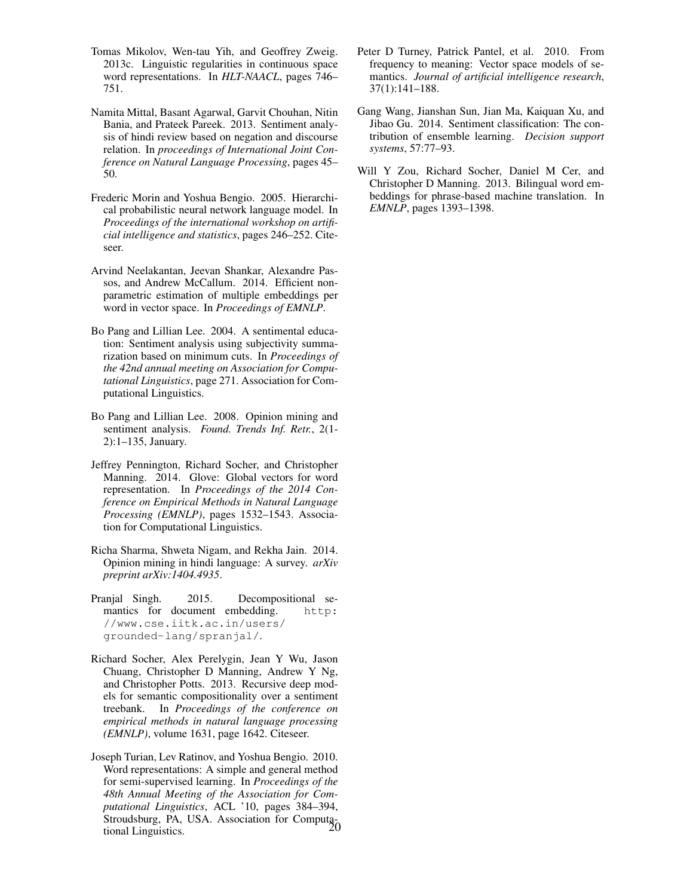Tomas Mikolov, Wen-tau Yih, and Geoffrey Zweig. 2013c. Linguistic regularities in continuous space word representations. In *HLT-NAACL*, pages 746–751.

Namita Mittal, Basant Agarwal, Garvit Chouhan, Nitin Bania, and Prateek Pareek. 2013. Sentiment analysis of hindi review based on negation and discourse relation. In *proceedings of International Joint Conference on Natural Language Processing*, pages 45–50.

Frederic Morin and Yoshua Bengio. 2005. Hierarchical probabilistic neural network language model. In *Proceedings of the international workshop on artificial intelligence and statistics*, pages 246–252. Citeseer.

Arvind Neelakantan, Jeevan Shankar, Alexandre Passos, and Andrew McCallum. 2014. Efficient non-parametric estimation of multiple embeddings per word in vector space. In *Proceedings of EMNLP*.

Bo Pang and Lillian Lee. 2004. A sentimental education: Sentiment analysis using subjectivity summarization based on minimum cuts. In *Proceedings of the 42nd annual meeting on Association for Computational Linguistics*, page 271. Association for Computational Linguistics.

Bo Pang and Lillian Lee. 2008. Opinion mining and sentiment analysis. *Found. Trends Inf. Retr.*, 2(1-2):1–135, January.

Jeffrey Pennington, Richard Socher, and Christopher Manning. 2014. Glove: Global vectors for word representation. In *Proceedings of the 2014 Conference on Empirical Methods in Natural Language Processing (EMNLP)*, pages 1532–1543. Association for Computational Linguistics.

Richa Sharma, Shweta Nigam, and Rekha Jain. 2014. Opinion mining in hindi language: A survey. *arXiv preprint arXiv:1404.4935*.

Pranjal Singh. 2015. Decompositional semantics for document embedding. http://www.cse.iitk.ac.in/users/grounded-lang/spranjal/.

Richard Socher, Alex Perelygin, Jean Y Wu, Jason Chuang, Christopher D Manning, Andrew Y Ng, and Christopher Potts. 2013. Recursive deep models for semantic compositionality over a sentiment treebank. In *Proceedings of the conference on empirical methods in natural language processing (EMNLP)*, volume 1631, page 1642. Citeseer.

Joseph Turian, Lev Ratinov, and Yoshua Bengio. 2010. Word representations: A simple and general method for semi-supervised learning. In *Proceedings of the 48th Annual Meeting of the Association for Computational Linguistics*, ACL '10, pages 384–394, Stroudsburg, PA, USA. Association for Computational Linguistics.

Peter D Turney, Patrick Pantel, et al. 2010. From frequency to meaning: Vector space models of semantics. *Journal of artificial intelligence research*, 37(1):141–188.

Gang Wang, Jianshan Sun, Jian Ma, Kaiquan Xu, and Jibao Gu. 2014. Sentiment classification: The contribution of ensemble learning. *Decision support systems*, 57:77–93.

Will Y Zou, Richard Socher, Daniel M Cer, and Christopher D Manning. 2013. Bilingual word embeddings for phrase-based machine translation. In *EMNLP*, pages 1393–1398.